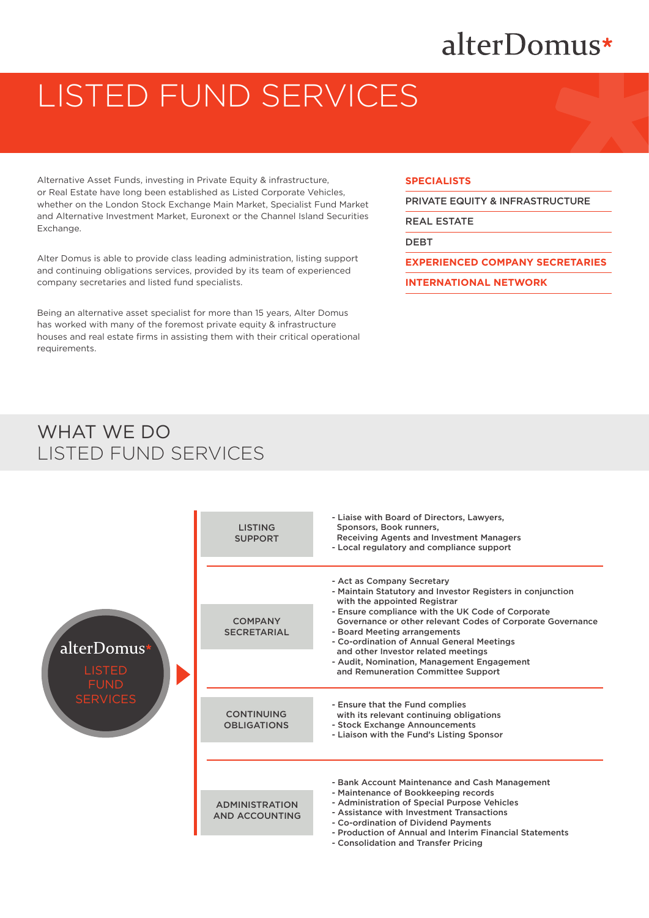# LISTED FUND SERVICES

Alternative Asset Funds, investing in Private Equity & infrastructure, or Real Estate have long been established as Listed Corporate Vehicles, whether on the London Stock Exchange Main Market, Specialist Fund Market and Alternative Investment Market, Euronext or the Channel Island Securities Exchange.

Alter Domus is able to provide class leading administration, listing support and continuing obligations services, provided by its team of experienced company secretaries and listed fund specialists.

Being an alternative asset specialist for more than 15 years, Alter Domus has worked with many of the foremost private equity & infrastructure houses and real estate firms in assisting them with their critical operational requirements.

**SPECIALISTS**

- PRIVATE EQUITY & INFRASTRUCTURE
- REAL ESTATE
- DEBT

**EXPERIENCED COMPANY SECRETARIES**

**INTERNATIONAL NETWORK**

## WHAT WE DO
## LISTED FUND SERVICES

alterDomus* LISTED FUND SERVICES

### LISTING SUPPORT

- Liaise with Board of Directors, Lawyers, Sponsors, Book runners, Receiving Agents and Investment Managers
- Local regulatory and compliance support

### COMPANY SECRETARIAL

- Act as Company Secretary
- Maintain Statutory and Investor Registers in conjunction with the appointed Registrar
- Ensure compliance with the UK Code of Corporate Governance or other relevant Codes of Corporate Governance
- Board Meeting arrangements
- Co-ordination of Annual General Meetings and other Investor related meetings
- Audit, Nomination, Management Engagement and Remuneration Committee Support

### CONTINUING OBLIGATIONS

- Ensure that the Fund complies with its relevant continuing obligations
- Stock Exchange Announcements
- Liaison with the Fund's Listing Sponsor

### ADMINISTRATION AND ACCOUNTING

- Bank Account Maintenance and Cash Management
- Maintenance of Bookkeeping records
- Administration of Special Purpose Vehicles
- Assistance with Investment Transactions
- Co-ordination of Dividend Payments
- Production of Annual and Interim Financial Statements
- Consolidation and Transfer Pricing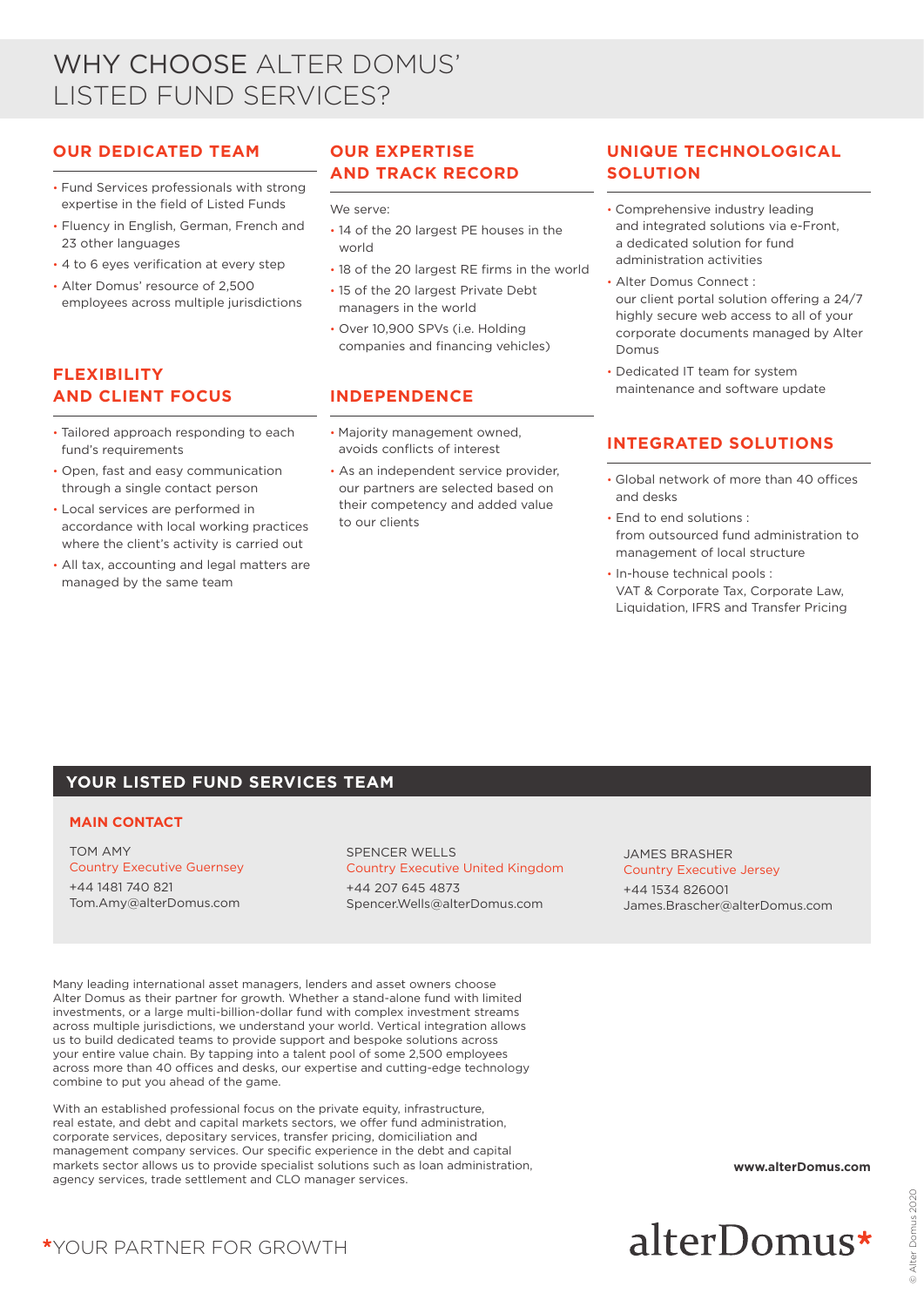# WHY CHOOSE ALTER DOMUS' LISTED FUND SERVICES?

## OUR DEDICATED TEAM

- Fund Services professionals with strong expertise in the field of Listed Funds
- Fluency in English, German, French and 23 other languages
- 4 to 6 eyes verification at every step
- Alter Domus' resource of 2,500 employees across multiple jurisdictions

## FLEXIBILITY AND CLIENT FOCUS

- Tailored approach responding to each fund's requirements
- Open, fast and easy communication through a single contact person
- Local services are performed in accordance with local working practices where the client's activity is carried out
- All tax, accounting and legal matters are managed by the same team

## OUR EXPERTISE AND TRACK RECORD

We serve:

- 14 of the 20 largest PE houses in the world
- 18 of the 20 largest RE firms in the world
- 15 of the 20 largest Private Debt managers in the world
- Over 10,900 SPVs (i.e. Holding companies and financing vehicles)

## INDEPENDENCE

- Majority management owned, avoids conflicts of interest
- As an independent service provider, our partners are selected based on their competency and added value to our clients

## UNIQUE TECHNOLOGICAL SOLUTION

- Comprehensive industry leading and integrated solutions via e-Front, a dedicated solution for fund administration activities
- Alter Domus Connect : our client portal solution offering a 24/7 highly secure web access to all of your corporate documents managed by Alter Domus
- Dedicated IT team for system maintenance and software update

## INTEGRATED SOLUTIONS

- Global network of more than 40 offices and desks
- End to end solutions : from outsourced fund administration to management of local structure
- In-house technical pools : VAT & Corporate Tax, Corporate Law, Liquidation, IFRS and Transfer Pricing

## YOUR LISTED FUND SERVICES TEAM

### MAIN CONTACT

TOM AMY
Country Executive Guernsey
+44 1481 740 821
Tom.Amy@alterDomus.com

SPENCER WELLS
Country Executive United Kingdom
+44 207 645 4873
Spencer.Wells@alterDomus.com

JAMES BRASHER
Country Executive Jersey
+44 1534 826001
James.Brascher@alterDomus.com

Many leading international asset managers, lenders and asset owners choose Alter Domus as their partner for growth. Whether a stand-alone fund with limited investments, or a large multi-billion-dollar fund with complex investment streams across multiple jurisdictions, we understand your world. Vertical integration allows us to build dedicated teams to provide support and bespoke solutions across your entire value chain. By tapping into a talent pool of some 2,500 employees across more than 40 offices and desks, our expertise and cutting-edge technology combine to put you ahead of the game.

With an established professional focus on the private equity, infrastructure, real estate, and debt and capital markets sectors, we offer fund administration, corporate services, depositary services, transfer pricing, domiciliation and management company services. Our specific experience in the debt and capital markets sector allows us to provide specialist solutions such as loan administration, agency services, trade settlement and CLO manager services.

**www.alterDomus.com**

*YOUR PARTNER FOR GROWTH

alterDomus*

© Alter Domus 2020